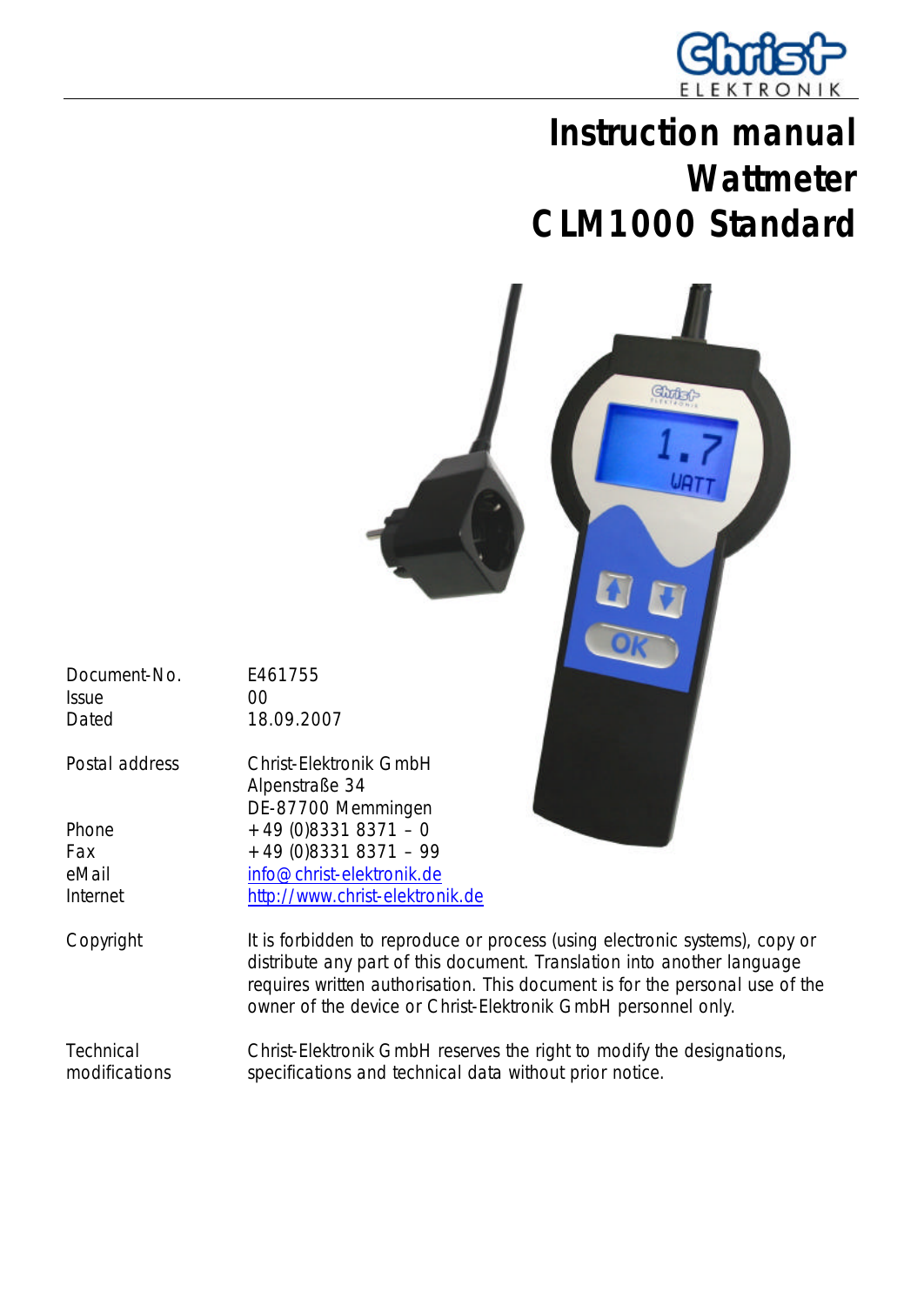# Instruction manual
# Wattmeter
# CLM1000 Standard

| | |
|---|---|
| Document-No. | E461755 |
| Issue | 00 |
| Dated | 18.09.2007 |
| Postal address | Christ-Elektronik GmbH<br>Alpenstraße 34<br>DE-87700 Memmingen |
| Phone | +49 (0)8331 8371 – 0 |
| Fax | +49 (0)8331 8371 – 99 |
| eMail | info@christ-elektronik.de |
| Internet | http://www.christ-elektronik.de |
| Copyright | It is forbidden to reproduce or process (using electronic systems), copy or distribute any part of this document. Translation into another language requires written authorisation. This document is for the personal use of the owner of the device or Christ-Elektronik GmbH personnel only. |
| Technical modifications | Christ-Elektronik GmbH reserves the right to modify the designations, specifications and technical data without prior notice. |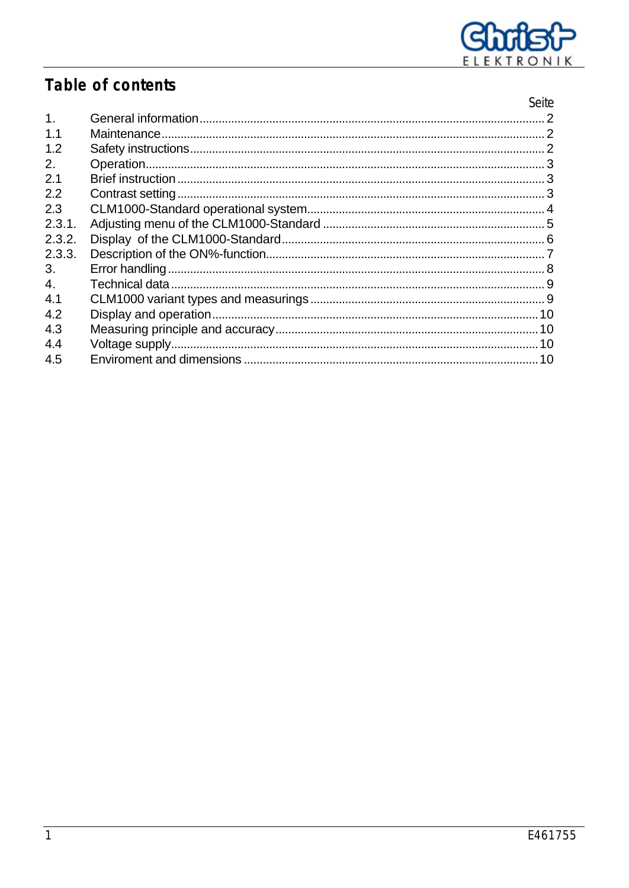# Table of contents

| | | Seite |
|---|---|---|
| 1. | General information | 2 |
| 1.1 | Maintenance | 2 |
| 1.2 | Safety instructions | 2 |
| 2. | Operation | 3 |
| 2.1 | Brief instruction | 3 |
| 2.2 | Contrast setting | 3 |
| 2.3 | CLM1000-Standard operational system | 4 |
| 2.3.1. | Adjusting menu of the CLM1000-Standard | 5 |
| 2.3.2. | Display of the CLM1000-Standard | 6 |
| 2.3.3. | Description of the ON%-function | 7 |
| 3. | Error handling | 8 |
| 4. | Technical data | 9 |
| 4.1 | CLM1000 variant types and measurings | 9 |
| 4.2 | Display and operation | 10 |
| 4.3 | Measuring principle and accuracy | 10 |
| 4.4 | Voltage supply | 10 |
| 4.5 | Enviroment and dimensions | 10 |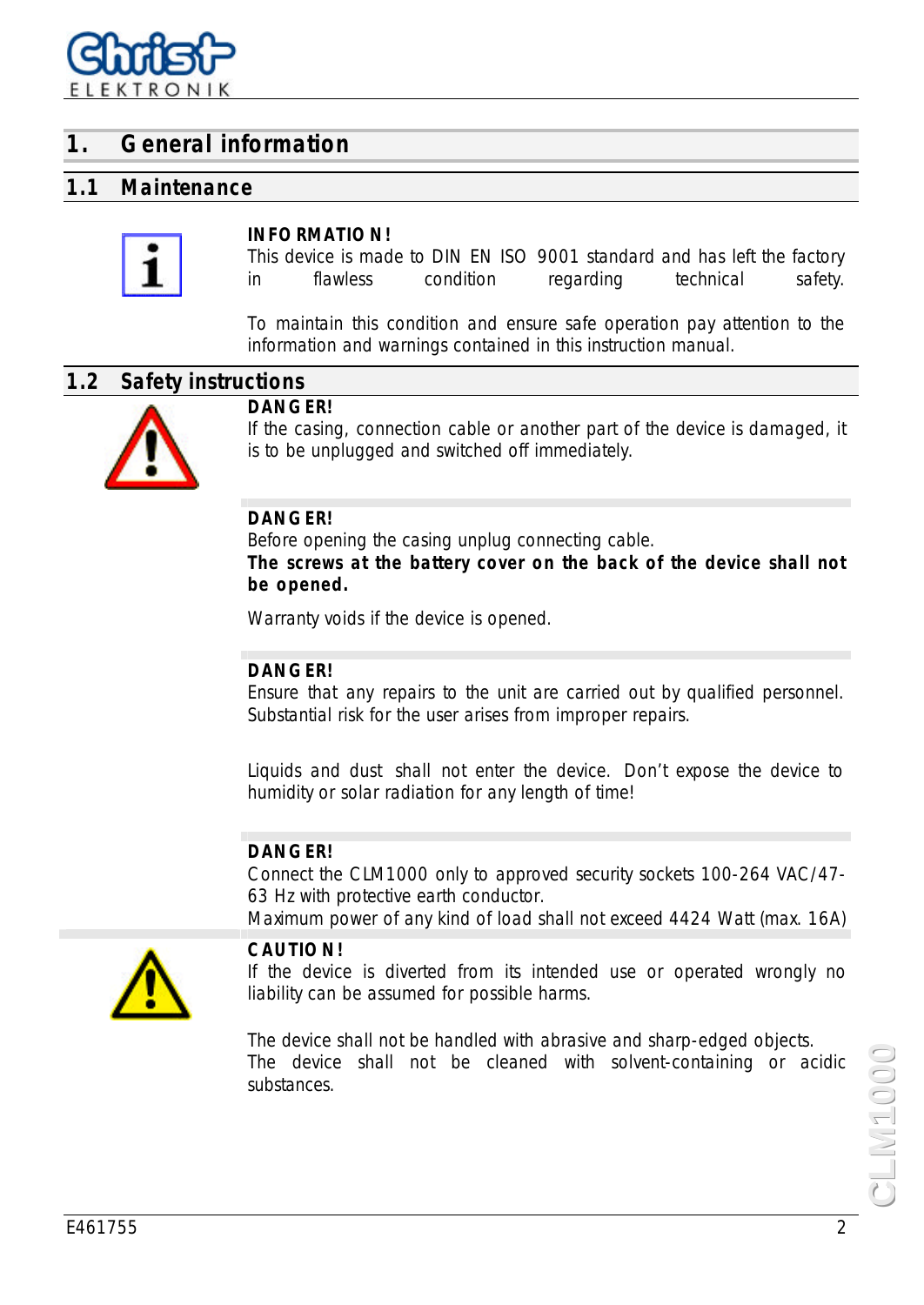# 1. General information

## 1.1 Maintenance

**INFORMATION!**
This device is made to DIN EN ISO 9001 standard and has left the factory in flawless condition regarding technical safety.

To maintain this condition and ensure safe operation pay attention to the information and warnings contained in this instruction manual.

## 1.2 Safety instructions

**DANGER!**
If the casing, connection cable or another part of the device is damaged, it is to be unplugged and switched off immediately.

**DANGER!**
Before opening the casing unplug connecting cable.
**The screws at the battery cover on the back of the device shall not be opened.**

Warranty voids if the device is opened.

**DANGER!**
Ensure that any repairs to the unit are carried out by qualified personnel. Substantial risk for the user arises from improper repairs.

Liquids and dust shall not enter the device. Don't expose the device to humidity or solar radiation for any length of time!

**DANGER!**
Connect the CLM1000 only to approved security sockets 100-264 VAC/47-63 Hz with protective earth conductor.
Maximum power of any kind of load shall not exceed 4424 Watt (max. 16A)

**CAUTION!**
If the device is diverted from its intended use or operated wrongly no liability can be assumed for possible harms.

The device shall not be handled with abrasive and sharp-edged objects.
The device shall not be cleaned with solvent-containing or acidic substances.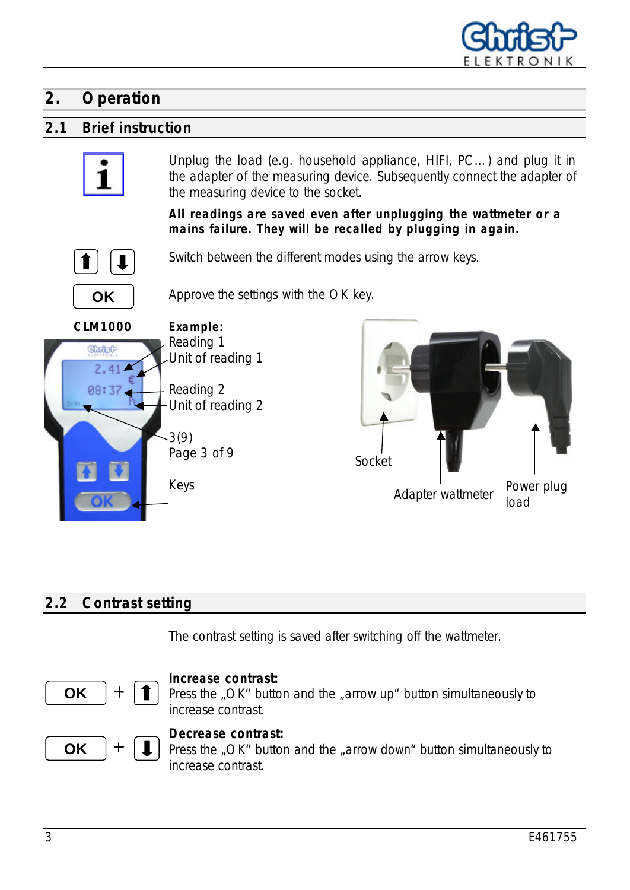## 2. Operation

### 2.1 Brief instruction

Unplug the load (e.g. household appliance, HIFI, PC…) and plug it in the adapter of the measuring device. Subsequently connect the adapter of the measuring device to the socket.

**All readings are saved even after unplugging the wattmeter or a mains failure. They will be recalled by plugging in again.**

Switch between the different modes using the arrow keys.

OK — Approve the settings with the OK key.

**CLM1000**

**Example:**
Reading 1
Unit of reading 1

Reading 2
Unit of reading 2

3(9)
Page 3 of 9

Keys

Socket

Adapter wattmeter

Power plug load

### 2.2 Contrast setting

The contrast setting is saved after switching off the wattmeter.

OK + ⬆

**Increase contrast:**
Press the „OK" button and the „arrow up" button simultaneously to increase contrast.

OK + ⬇

**Decrease contrast:**
Press the „OK" button and the „arrow down" button simultaneously to increase contrast.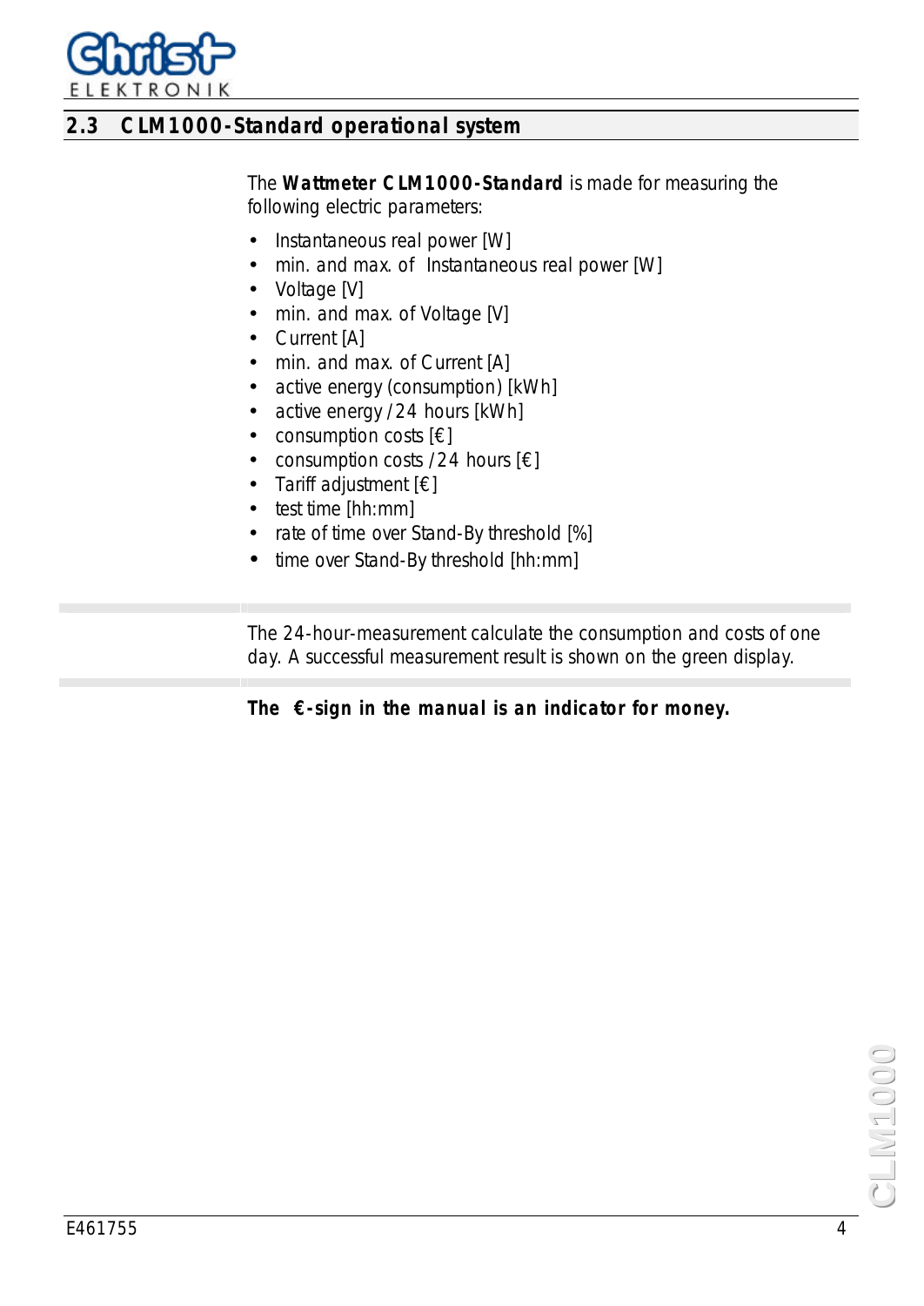## 2.3 CLM1000-Standard operational system

The **Wattmeter CLM1000-Standard** is made for measuring the following electric parameters:

- Instantaneous real power [W]
- min. and max. of Instantaneous real power [W]
- Voltage [V]
- min. and max. of Voltage [V]
- Current [A]
- min. and max. of Current [A]
- active energy (consumption) [kWh]
- active energy /24 hours [kWh]
- consumption costs [€]
- consumption costs /24 hours [€]
- Tariff adjustment [€]
- test time [hh:mm]
- rate of time over Stand-By threshold [%]
- time over Stand-By threshold [hh:mm]

The 24-hour-measurement calculate the consumption and costs of one day. A successful measurement result is shown on the green display.

***The €-sign in the manual is an indicator for money.***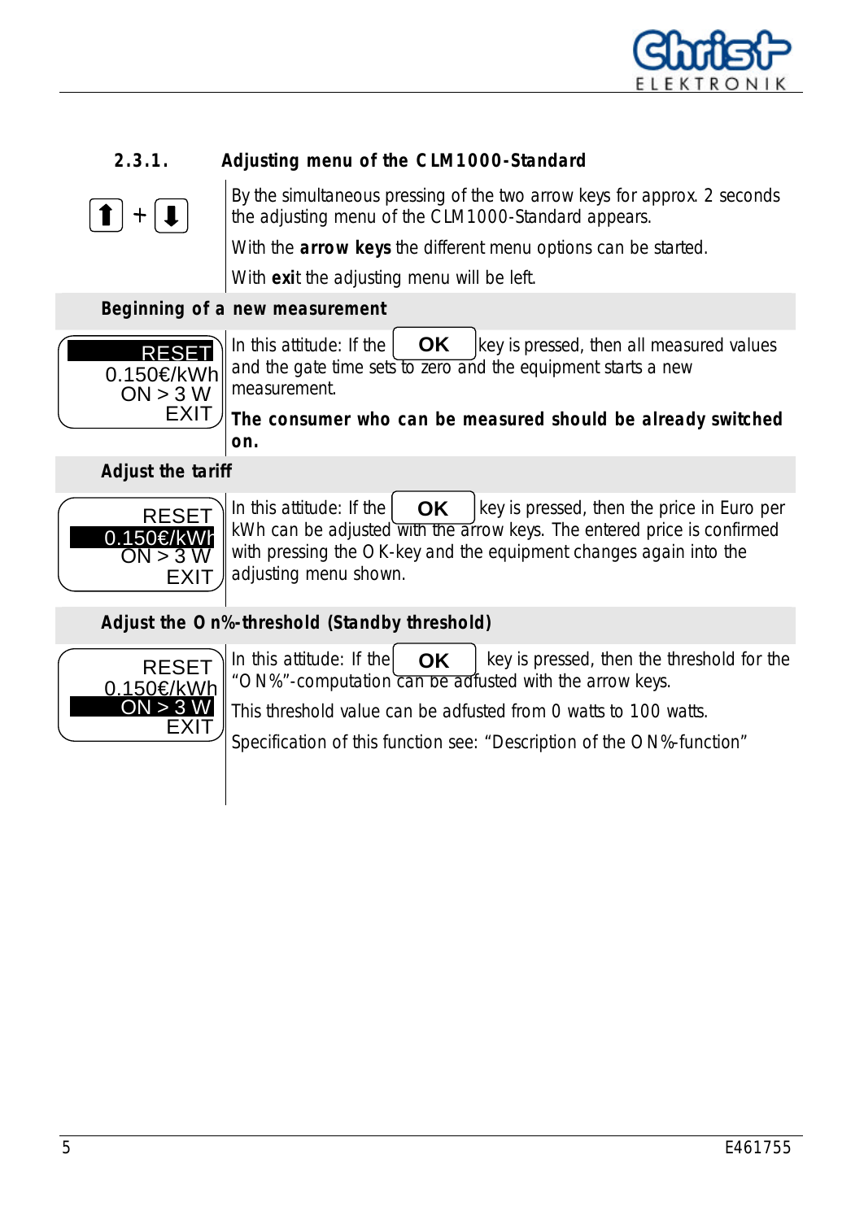### 2.3.1. Adjusting menu of the CLM1000-Standard

⬆ + ⬇

By the simultaneous pressing of the two arrow keys for approx. 2 seconds the adjusting menu of the CLM1000-Standard appears.

With the **arrow keys** the different menu options can be started.

With **exi**t the adjusting menu will be left.

#### Beginning of a new measurement

```
RESET
0.150€/kWh
ON > 3 W
EXIT
```

In this attitude: If the **OK** key is pressed, then all measured values and the gate time sets to zero and the equipment starts a new measurement.

**The consumer who can be measured should be already switched on.**

#### Adjust the tariff

```
RESET
0.150€/kWh
ON > 3 W
EXIT
```

In this attitude: If the **OK** key is pressed, then the price in Euro per kWh can be adjusted with the arrow keys. The entered price is confirmed with pressing the OK-key and the equipment changes again into the adjusting menu shown.

#### Adjust the On%-threshold (Standby threshold)

```
RESET
0.150€/kWh
ON > 3 W
EXIT
```

In this attitude: If the **OK** key is pressed, then the threshold for the "ON%"-computation can be adfusted with the arrow keys.

This threshold value can be adfusted from 0 watts to 100 watts.

Specification of this function see: "Description of the ON%-function"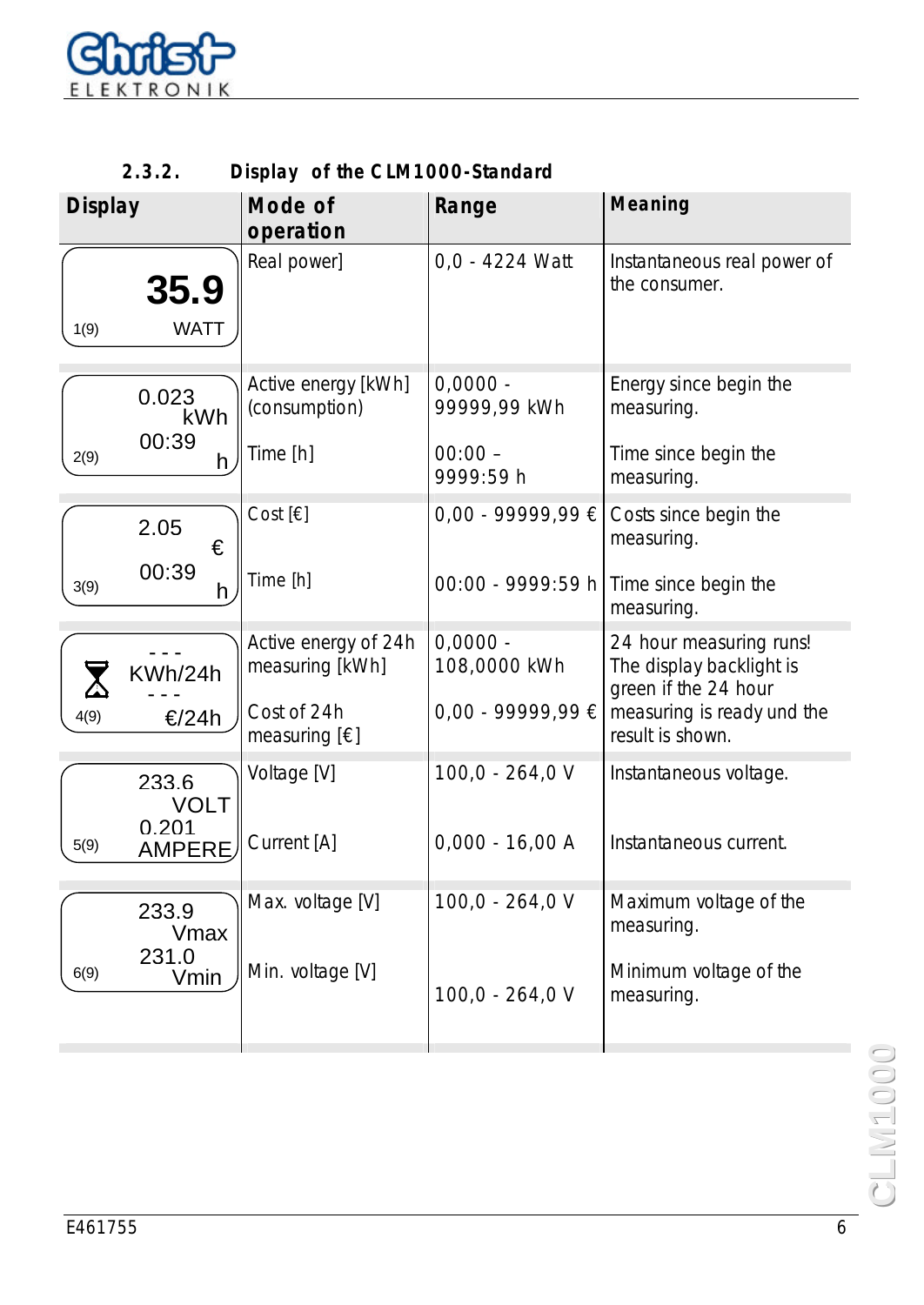### 2.3.2. Display of the CLM1000-Standard

| Display | Mode of operation | Range | Meaning |
|---|---|---|---|
| 35.9 WATT 1(9) | Real power] | 0,0 - 4224 Watt | Instantaneous real power of the consumer. |
| 0.023 kWh 00:39 h 2(9) | Active energy [kWh] (consumption)<br>Time [h] | 0,0000 - 99999,99 kWh<br>00:00 – 9999:59 h | Energy since begin the measuring.<br>Time since begin the measuring. |
| 2.05 € 00:39 h 3(9) | Cost [€]<br>Time [h] | 0,00 - 99999,99 €<br>00:00 - 9999:59 h | Costs since begin the measuring.<br>Time since begin the measuring. |
| - - - KWh/24h - - - €/24h 4(9) | Active energy of 24h measuring [kWh]<br>Cost of 24h measuring [€] | 0,0000 - 108,0000 kWh<br>0,00 - 99999,99 € | 24 hour measuring runs! The display backlight is green if the 24 hour measuring is ready und the result is shown. |
| 233.6 VOLT 0.201 AMPERE 5(9) | Voltage [V]<br>Current [A] | 100,0 - 264,0 V<br>0,000 - 16,00 A | Instantaneous voltage.<br>Instantaneous current. |
| 233.9 Vmax 231.0 Vmin 6(9) | Max. voltage [V]<br>Min. voltage [V] | 100,0 - 264,0 V<br>100,0 - 264,0 V | Maximum voltage of the measuring.<br>Minimum voltage of the measuring. |

E461755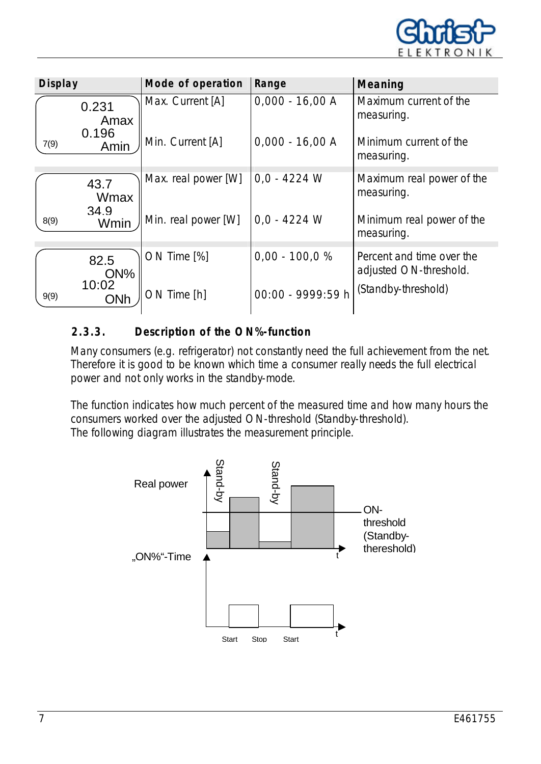| Display | Mode of operation | Range | Meaning |
|---|---|---|---|
| 0.231 Amax 0.196 Amin 7(9) | Max. Current [A] | 0,000 - 16,00 A | Maximum current of the measuring. |
| | Min. Current [A] | 0,000 - 16,00 A | Minimum current of the measuring. |
| 43.7 Wmax 34.9 Wmin 8(9) | Max. real power [W] | 0,0 - 4224 W | Maximum real power of the measuring. |
| | Min. real power [W] | 0,0 - 4224 W | Minimum real power of the measuring. |
| 82.5 ON% 10:02 ONh 9(9) | ON Time [%] | 0,00 - 100,0 % | Percent and time over the adjusted ON-threshold. |
| | ON Time [h] | 00:00 - 9999:59 h | (Standby-threshold) |

### 2.3.3. Description of the ON%-function

Many consumers (e.g. refrigerator) not constantly need the full achievement from the net. Therefore it is good to be known which time a consumer really needs the full electrical power and not only works in the standby-mode.

The function indicates how much percent of the measured time and how many hours the consumers worked over the adjusted ON-threshold (Standby-threshold).
The following diagram illustrates the measurement principle.

Real power | Stand-by | Stand-by | ON-threshold (Standby-thereshold) | t

„ON%"-Time | Start | Stop | Start | t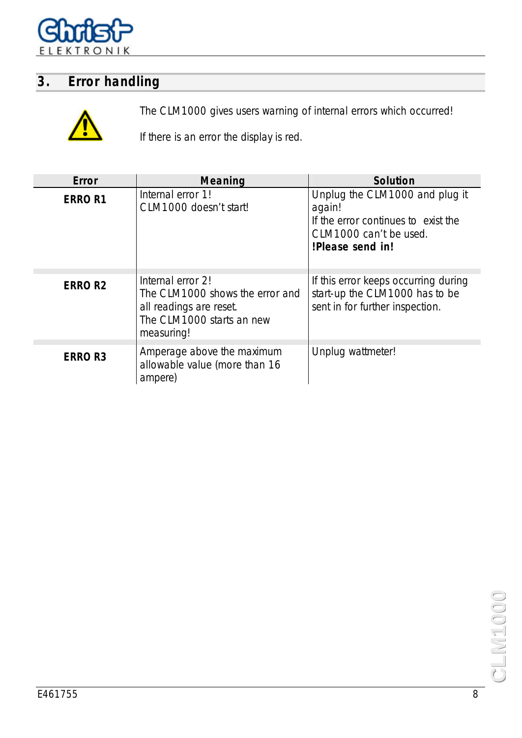## 3. Error handling

The CLM1000 gives users warning of internal errors which occurred!

If there is an error the display is red.

| Error | Meaning | Solution |
|---|---|---|
| **ERRO R1** | Internal error 1!<br>CLM1000 doesn't start! | Unplug the CLM1000 and plug it again!<br>If the error continues to exist the CLM1000 can't be used.<br>**!Please send in!** |
| **ERRO R2** | Internal error 2!<br>The CLM1000 shows the error and all readings are reset.<br>The CLM1000 starts an new measuring! | If this error keeps occurring during start-up the CLM1000 has to be sent in for further inspection. |
| **ERRO R3** | Amperage above the maximum allowable value (more than 16 ampere) | Unplug wattmeter! |

E461755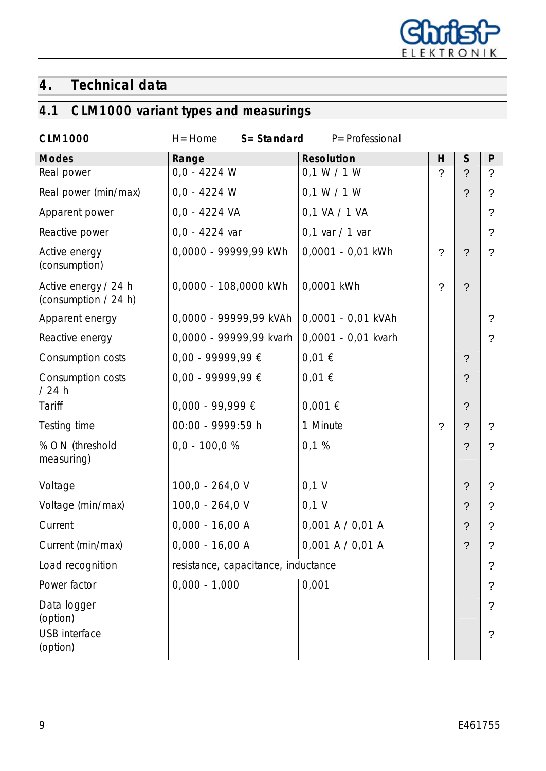# 4. Technical data

## 4.1 CLM1000 variant types and measurings

**CLM1000** H= Home **S= Standard** P= Professional

| Modes | Range | Resolution | H | S | P |
|---|---|---|---|---|---|
| Real power | 0,0 - 4224 W | 0,1 W / 1 W | ? | ? | ? |
| Real power (min/max) | 0,0 - 4224 W | 0,1 W / 1 W | | ? | ? |
| Apparent power | 0,0 - 4224 VA | 0,1 VA / 1 VA | | | ? |
| Reactive power | 0,0 - 4224 var | 0,1 var / 1 var | | | ? |
| Active energy (consumption) | 0,0000 - 99999,99 kWh | 0,0001 - 0,01 kWh | ? | ? | ? |
| Active energy / 24 h (consumption / 24 h) | 0,0000 - 108,0000 kWh | 0,0001 kWh | ? | ? | |
| Apparent energy | 0,0000 - 99999,99 kVAh | 0,0001 - 0,01 kVAh | | | ? |
| Reactive energy | 0,0000 - 99999,99 kvarh | 0,0001 - 0,01 kvarh | | | ? |
| Consumption costs | 0,00 - 99999,99 € | 0,01 € | | ? | |
| Consumption costs / 24 h | 0,00 - 99999,99 € | 0,01 € | | ? | |
| Tariff | 0,000 - 99,999 € | 0,001 € | | ? | |
| Testing time | 00:00 - 9999:59 h | 1 Minute | ? | ? | ? |
| % ON (threshold measuring) | 0,0 - 100,0 % | 0,1 % | | ? | ? |
| Voltage | 100,0 - 264,0 V | 0,1 V | | ? | ? |
| Voltage (min/max) | 100,0 - 264,0 V | 0,1 V | | ? | ? |
| Current | 0,000 - 16,00 A | 0,001 A / 0,01 A | | ? | ? |
| Current (min/max) | 0,000 - 16,00 A | 0,001 A / 0,01 A | | ? | ? |
| Load recognition | resistance, capacitance, inductance | | | | ? |
| Power factor | 0,000 - 1,000 | 0,001 | | | ? |
| Data logger (option) | | | | | ? |
| USB interface (option) | | | | | ? |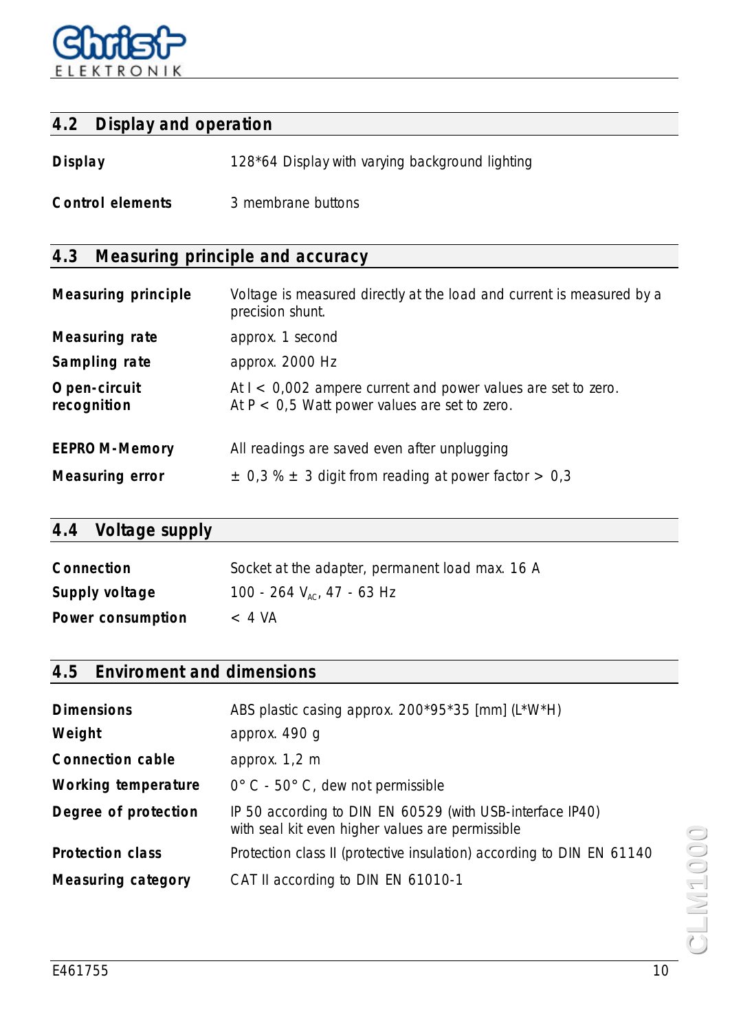## 4.2 Display and operation

| | |
|---|---|
| **Display** | 128*64 Display with varying background lighting |
| **Control elements** | 3 membrane buttons |

## 4.3 Measuring principle and accuracy

| | |
|---|---|
| **Measuring principle** | Voltage is measured directly at the load and current is measured by a precision shunt. |
| **Measuring rate** | approx. 1 second |
| **Sampling rate** | approx. 2000 Hz |
| **Open-circuit recognition** | At I < 0,002 ampere current and power values are set to zero. At P < 0,5 Watt power values are set to zero. |
| **EEPROM-Memory** | All readings are saved even after unplugging |
| **Measuring error** | ± 0,3 % ± 3 digit from reading at power factor > 0,3 |

## 4.4 Voltage supply

| | |
|---|---|
| **Connection** | Socket at the adapter, permanent load max. 16 A |
| **Supply voltage** | 100 - 264 $V_{AC}$, 47 - 63 Hz |
| **Power consumption** | < 4 VA |

## 4.5 Enviroment and dimensions

| | |
|---|---|
| **Dimensions** | ABS plastic casing approx. 200*95*35 [mm] (L*W*H) |
| **Weight** | approx. 490 g |
| **Connection cable** | approx. 1,2 m |
| **Working temperature** | 0° C - 50° C, dew not permissible |
| **Degree of protection** | IP 50 according to DIN EN 60529 (with USB-interface IP40) with seal kit even higher values are permissible |
| **Protection class** | Protection class II (protective insulation) according to DIN EN 61140 |
| **Measuring category** | CAT II according to DIN EN 61010-1 |